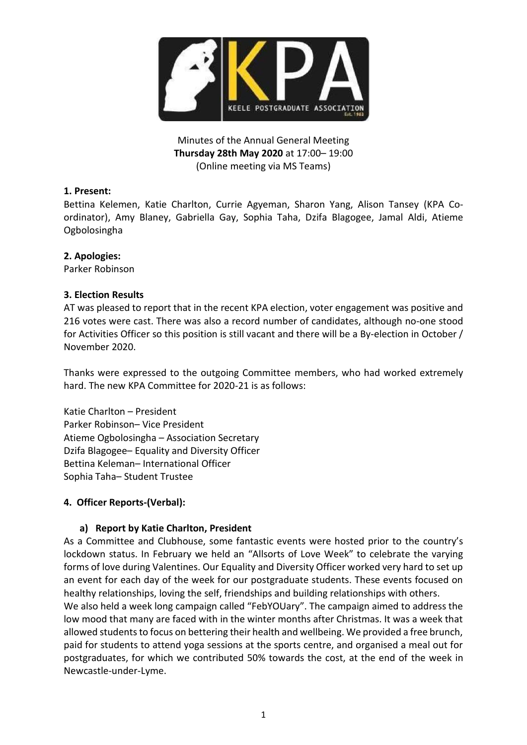Minutes of the Annual General Meeting
**Thursday 28th May 2020** at 17:00– 19:00
(Online meeting via MS Teams)

**1. Present:**

Bettina Kelemen, Katie Charlton, Currie Agyeman, Sharon Yang, Alison Tansey (KPA Co-ordinator), Amy Blaney, Gabriella Gay, Sophia Taha, Dzifa Blagogee, Jamal Aldi, Atieme Ogbolosingha

**2. Apologies:**

Parker Robinson

**3. Election Results**

AT was pleased to report that in the recent KPA election, voter engagement was positive and 216 votes were cast. There was also a record number of candidates, although no-one stood for Activities Officer so this position is still vacant and there will be a By-election in October / November 2020.

Thanks were expressed to the outgoing Committee members, who had worked extremely hard. The new KPA Committee for 2020-21 is as follows:

Katie Charlton – President
Parker Robinson– Vice President
Atieme Ogbolosingha – Association Secretary
Dzifa Blagogee– Equality and Diversity Officer
Bettina Keleman– International Officer
Sophia Taha– Student Trustee

**4. Officer Reports-(Verbal):**

**a) Report by Katie Charlton, President**

As a Committee and Clubhouse, some fantastic events were hosted prior to the country's lockdown status. In February we held an "Allsorts of Love Week" to celebrate the varying forms of love during Valentines. Our Equality and Diversity Officer worked very hard to set up an event for each day of the week for our postgraduate students. These events focused on healthy relationships, loving the self, friendships and building relationships with others.

We also held a week long campaign called "FebYOUary". The campaign aimed to address the low mood that many are faced with in the winter months after Christmas. It was a week that allowed students to focus on bettering their health and wellbeing. We provided a free brunch, paid for students to attend yoga sessions at the sports centre, and organised a meal out for postgraduates, for which we contributed 50% towards the cost, at the end of the week in Newcastle-under-Lyme.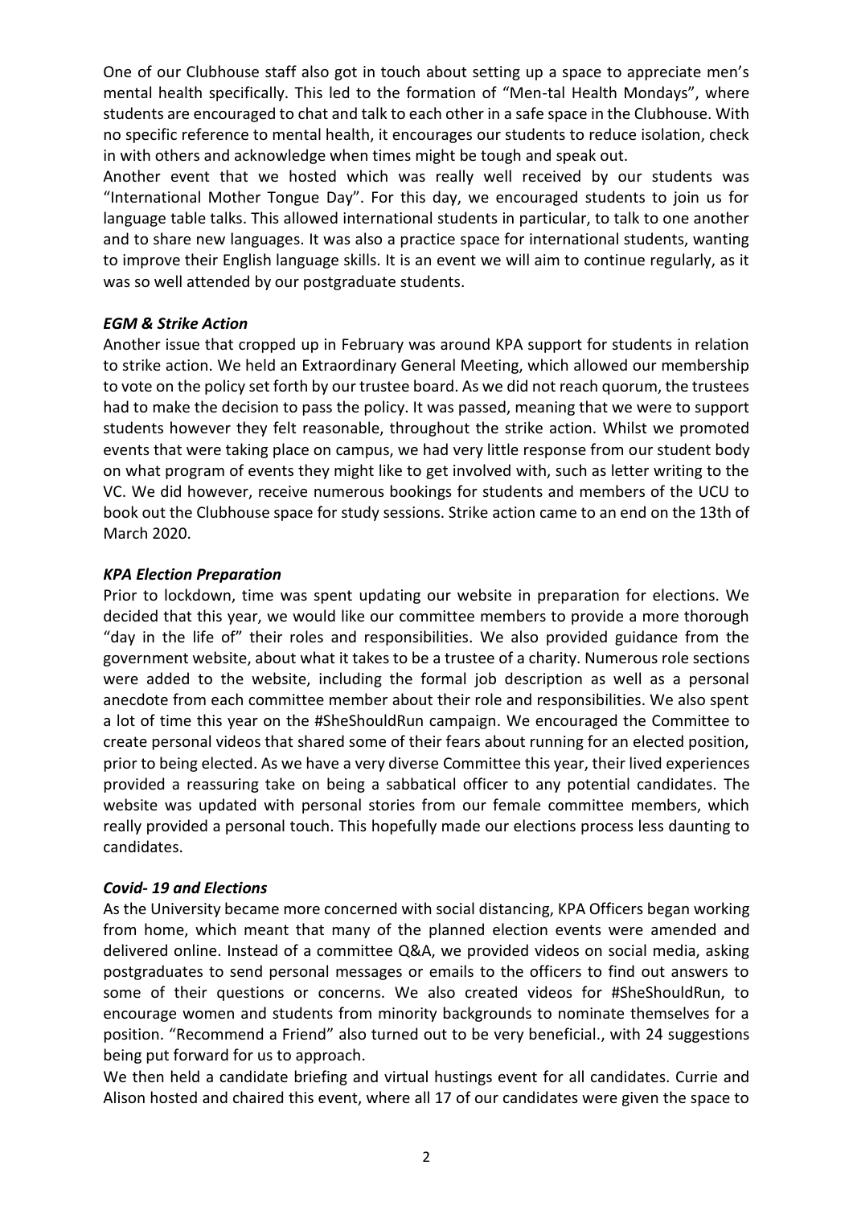One of our Clubhouse staff also got in touch about setting up a space to appreciate men's mental health specifically. This led to the formation of "Men-tal Health Mondays", where students are encouraged to chat and talk to each other in a safe space in the Clubhouse. With no specific reference to mental health, it encourages our students to reduce isolation, check in with others and acknowledge when times might be tough and speak out.

Another event that we hosted which was really well received by our students was "International Mother Tongue Day". For this day, we encouraged students to join us for language table talks. This allowed international students in particular, to talk to one another and to share new languages. It was also a practice space for international students, wanting to improve their English language skills. It is an event we will aim to continue regularly, as it was so well attended by our postgraduate students.

### *EGM & Strike Action*

Another issue that cropped up in February was around KPA support for students in relation to strike action. We held an Extraordinary General Meeting, which allowed our membership to vote on the policy set forth by our trustee board. As we did not reach quorum, the trustees had to make the decision to pass the policy. It was passed, meaning that we were to support students however they felt reasonable, throughout the strike action. Whilst we promoted events that were taking place on campus, we had very little response from our student body on what program of events they might like to get involved with, such as letter writing to the VC. We did however, receive numerous bookings for students and members of the UCU to book out the Clubhouse space for study sessions. Strike action came to an end on the 13th of March 2020.

### *KPA Election Preparation*

Prior to lockdown, time was spent updating our website in preparation for elections. We decided that this year, we would like our committee members to provide a more thorough "day in the life of" their roles and responsibilities. We also provided guidance from the government website, about what it takes to be a trustee of a charity. Numerous role sections were added to the website, including the formal job description as well as a personal anecdote from each committee member about their role and responsibilities. We also spent a lot of time this year on the #SheShouldRun campaign. We encouraged the Committee to create personal videos that shared some of their fears about running for an elected position, prior to being elected. As we have a very diverse Committee this year, their lived experiences provided a reassuring take on being a sabbatical officer to any potential candidates. The website was updated with personal stories from our female committee members, which really provided a personal touch. This hopefully made our elections process less daunting to candidates.

### *Covid- 19 and Elections*

As the University became more concerned with social distancing, KPA Officers began working from home, which meant that many of the planned election events were amended and delivered online. Instead of a committee Q&A, we provided videos on social media, asking postgraduates to send personal messages or emails to the officers to find out answers to some of their questions or concerns. We also created videos for #SheShouldRun, to encourage women and students from minority backgrounds to nominate themselves for a position. "Recommend a Friend" also turned out to be very beneficial., with 24 suggestions being put forward for us to approach.

We then held a candidate briefing and virtual hustings event for all candidates. Currie and Alison hosted and chaired this event, where all 17 of our candidates were given the space to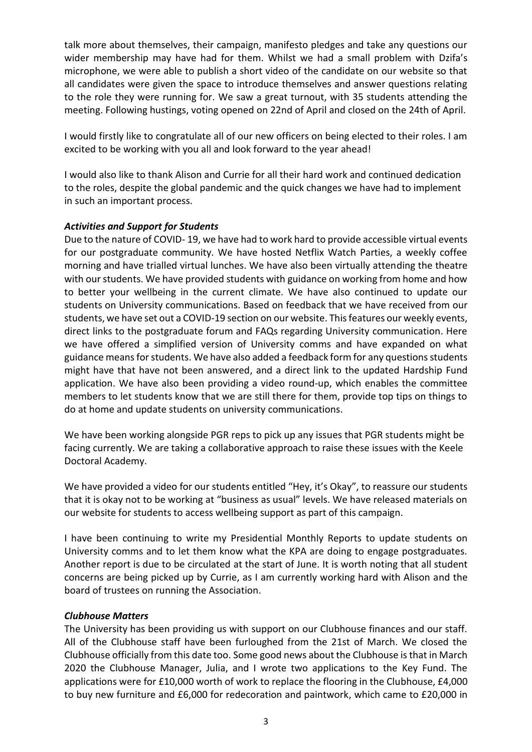talk more about themselves, their campaign, manifesto pledges and take any questions our wider membership may have had for them. Whilst we had a small problem with Dzifa's microphone, we were able to publish a short video of the candidate on our website so that all candidates were given the space to introduce themselves and answer questions relating to the role they were running for. We saw a great turnout, with 35 students attending the meeting. Following hustings, voting opened on 22nd of April and closed on the 24th of April.

I would firstly like to congratulate all of our new officers on being elected to their roles. I am excited to be working with you all and look forward to the year ahead!

I would also like to thank Alison and Currie for all their hard work and continued dedication to the roles, despite the global pandemic and the quick changes we have had to implement in such an important process.

***Activities and Support for Students***

Due to the nature of COVID- 19, we have had to work hard to provide accessible virtual events for our postgraduate community. We have hosted Netflix Watch Parties, a weekly coffee morning and have trialled virtual lunches. We have also been virtually attending the theatre with our students. We have provided students with guidance on working from home and how to better your wellbeing in the current climate. We have also continued to update our students on University communications. Based on feedback that we have received from our students, we have set out a COVID-19 section on our website. This features our weekly events, direct links to the postgraduate forum and FAQs regarding University communication. Here we have offered a simplified version of University comms and have expanded on what guidance means for students. We have also added a feedback form for any questions students might have that have not been answered, and a direct link to the updated Hardship Fund application. We have also been providing a video round-up, which enables the committee members to let students know that we are still there for them, provide top tips on things to do at home and update students on university communications.

We have been working alongside PGR reps to pick up any issues that PGR students might be facing currently. We are taking a collaborative approach to raise these issues with the Keele Doctoral Academy.

We have provided a video for our students entitled "Hey, it's Okay", to reassure our students that it is okay not to be working at "business as usual" levels. We have released materials on our website for students to access wellbeing support as part of this campaign.

I have been continuing to write my Presidential Monthly Reports to update students on University comms and to let them know what the KPA are doing to engage postgraduates. Another report is due to be circulated at the start of June. It is worth noting that all student concerns are being picked up by Currie, as I am currently working hard with Alison and the board of trustees on running the Association.

***Clubhouse Matters***

The University has been providing us with support on our Clubhouse finances and our staff. All of the Clubhouse staff have been furloughed from the 21st of March. We closed the Clubhouse officially from this date too. Some good news about the Clubhouse is that in March 2020 the Clubhouse Manager, Julia, and I wrote two applications to the Key Fund. The applications were for £10,000 worth of work to replace the flooring in the Clubhouse, £4,000 to buy new furniture and £6,000 for redecoration and paintwork, which came to £20,000 in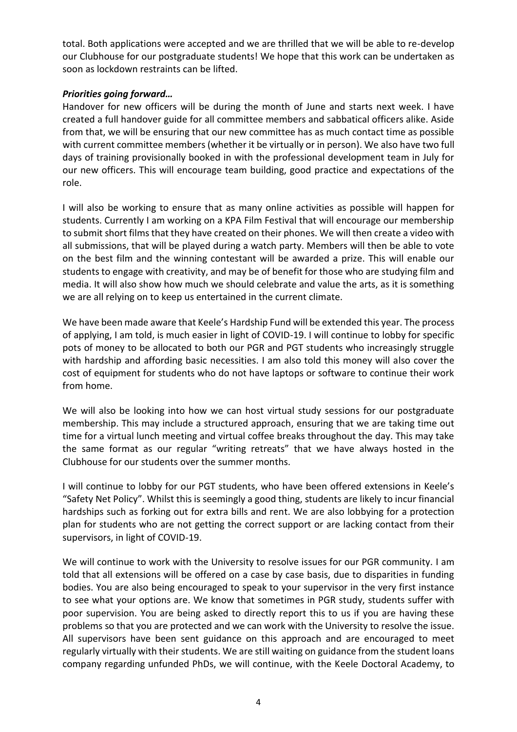total. Both applications were accepted and we are thrilled that we will be able to re-develop our Clubhouse for our postgraduate students! We hope that this work can be undertaken as soon as lockdown restraints can be lifted.

***Priorities going forward…***

Handover for new officers will be during the month of June and starts next week. I have created a full handover guide for all committee members and sabbatical officers alike. Aside from that, we will be ensuring that our new committee has as much contact time as possible with current committee members (whether it be virtually or in person). We also have two full days of training provisionally booked in with the professional development team in July for our new officers. This will encourage team building, good practice and expectations of the role.

I will also be working to ensure that as many online activities as possible will happen for students. Currently I am working on a KPA Film Festival that will encourage our membership to submit short films that they have created on their phones. We will then create a video with all submissions, that will be played during a watch party. Members will then be able to vote on the best film and the winning contestant will be awarded a prize. This will enable our students to engage with creativity, and may be of benefit for those who are studying film and media. It will also show how much we should celebrate and value the arts, as it is something we are all relying on to keep us entertained in the current climate.

We have been made aware that Keele's Hardship Fund will be extended this year. The process of applying, I am told, is much easier in light of COVID-19. I will continue to lobby for specific pots of money to be allocated to both our PGR and PGT students who increasingly struggle with hardship and affording basic necessities. I am also told this money will also cover the cost of equipment for students who do not have laptops or software to continue their work from home.

We will also be looking into how we can host virtual study sessions for our postgraduate membership. This may include a structured approach, ensuring that we are taking time out time for a virtual lunch meeting and virtual coffee breaks throughout the day. This may take the same format as our regular "writing retreats" that we have always hosted in the Clubhouse for our students over the summer months.

I will continue to lobby for our PGT students, who have been offered extensions in Keele's "Safety Net Policy". Whilst this is seemingly a good thing, students are likely to incur financial hardships such as forking out for extra bills and rent. We are also lobbying for a protection plan for students who are not getting the correct support or are lacking contact from their supervisors, in light of COVID-19.

We will continue to work with the University to resolve issues for our PGR community. I am told that all extensions will be offered on a case by case basis, due to disparities in funding bodies. You are also being encouraged to speak to your supervisor in the very first instance to see what your options are. We know that sometimes in PGR study, students suffer with poor supervision. You are being asked to directly report this to us if you are having these problems so that you are protected and we can work with the University to resolve the issue. All supervisors have been sent guidance on this approach and are encouraged to meet regularly virtually with their students. We are still waiting on guidance from the student loans company regarding unfunded PhDs, we will continue, with the Keele Doctoral Academy, to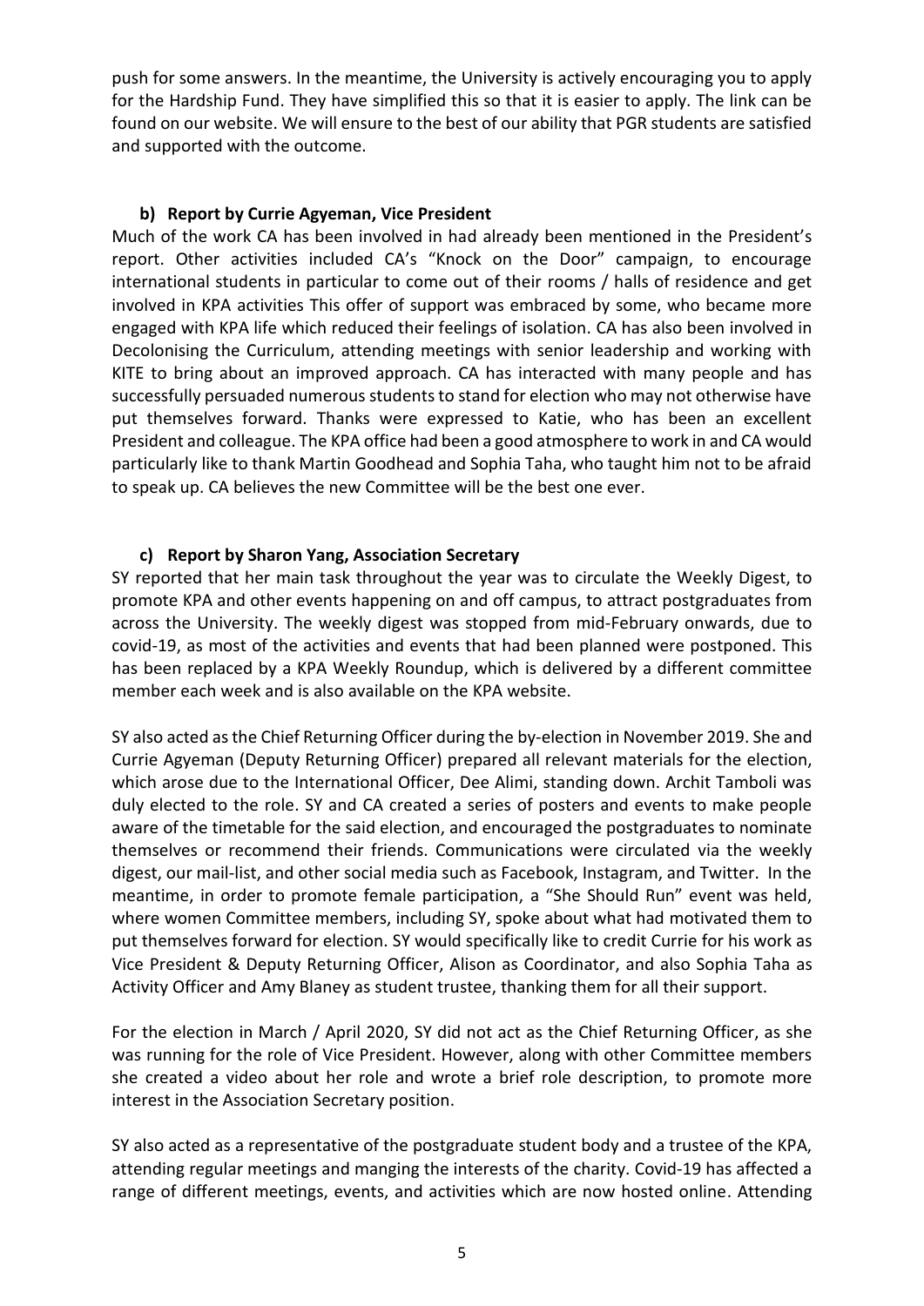push for some answers. In the meantime, the University is actively encouraging you to apply for the Hardship Fund. They have simplified this so that it is easier to apply. The link can be found on our website. We will ensure to the best of our ability that PGR students are satisfied and supported with the outcome.

**b) Report by Currie Agyeman, Vice President**

Much of the work CA has been involved in had already been mentioned in the President's report. Other activities included CA's "Knock on the Door" campaign, to encourage international students in particular to come out of their rooms / halls of residence and get involved in KPA activities This offer of support was embraced by some, who became more engaged with KPA life which reduced their feelings of isolation. CA has also been involved in Decolonising the Curriculum, attending meetings with senior leadership and working with KITE to bring about an improved approach. CA has interacted with many people and has successfully persuaded numerous students to stand for election who may not otherwise have put themselves forward. Thanks were expressed to Katie, who has been an excellent President and colleague. The KPA office had been a good atmosphere to work in and CA would particularly like to thank Martin Goodhead and Sophia Taha, who taught him not to be afraid to speak up. CA believes the new Committee will be the best one ever.

**c) Report by Sharon Yang, Association Secretary**

SY reported that her main task throughout the year was to circulate the Weekly Digest, to promote KPA and other events happening on and off campus, to attract postgraduates from across the University. The weekly digest was stopped from mid-February onwards, due to covid-19, as most of the activities and events that had been planned were postponed. This has been replaced by a KPA Weekly Roundup, which is delivered by a different committee member each week and is also available on the KPA website.

SY also acted as the Chief Returning Officer during the by-election in November 2019. She and Currie Agyeman (Deputy Returning Officer) prepared all relevant materials for the election, which arose due to the International Officer, Dee Alimi, standing down. Archit Tamboli was duly elected to the role. SY and CA created a series of posters and events to make people aware of the timetable for the said election, and encouraged the postgraduates to nominate themselves or recommend their friends. Communications were circulated via the weekly digest, our mail-list, and other social media such as Facebook, Instagram, and Twitter. In the meantime, in order to promote female participation, a "She Should Run" event was held, where women Committee members, including SY, spoke about what had motivated them to put themselves forward for election. SY would specifically like to credit Currie for his work as Vice President & Deputy Returning Officer, Alison as Coordinator, and also Sophia Taha as Activity Officer and Amy Blaney as student trustee, thanking them for all their support.

For the election in March / April 2020, SY did not act as the Chief Returning Officer, as she was running for the role of Vice President. However, along with other Committee members she created a video about her role and wrote a brief role description, to promote more interest in the Association Secretary position.

SY also acted as a representative of the postgraduate student body and a trustee of the KPA, attending regular meetings and manging the interests of the charity. Covid-19 has affected a range of different meetings, events, and activities which are now hosted online. Attending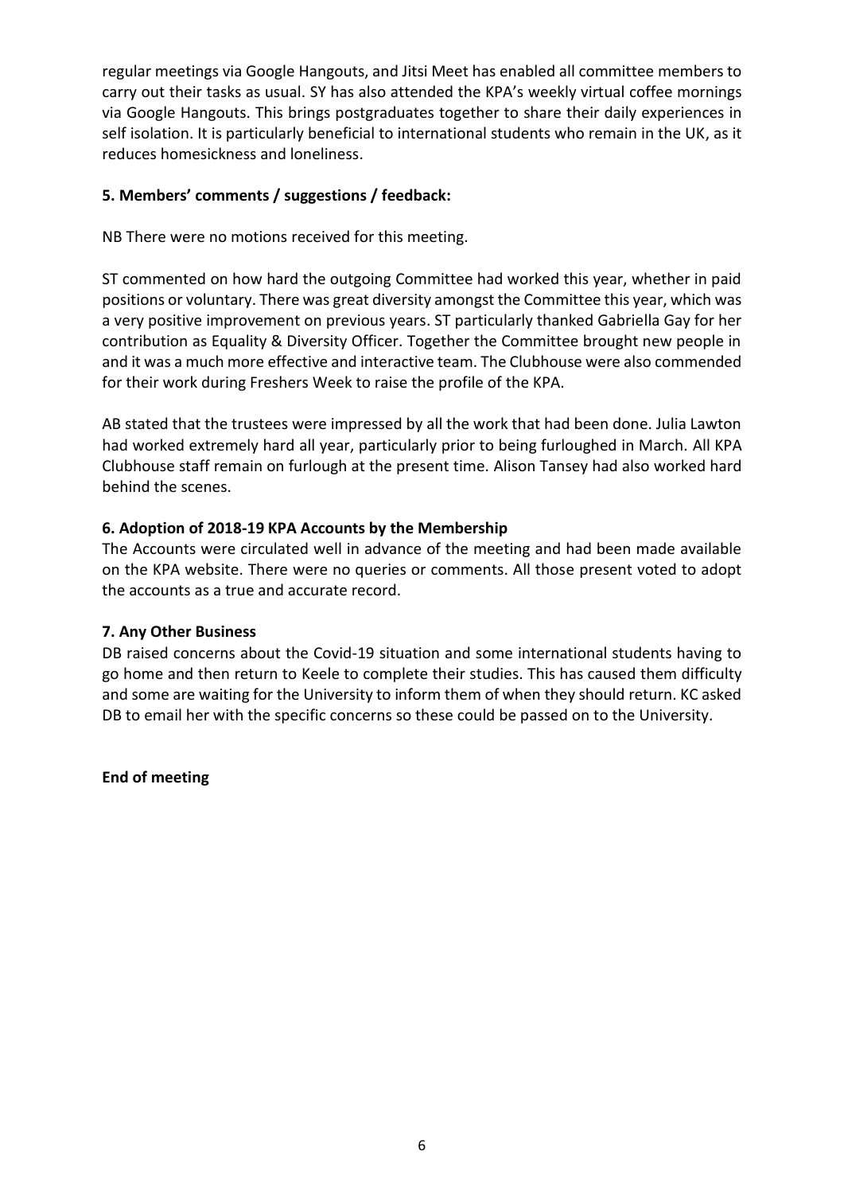regular meetings via Google Hangouts, and Jitsi Meet has enabled all committee members to carry out their tasks as usual. SY has also attended the KPA's weekly virtual coffee mornings via Google Hangouts. This brings postgraduates together to share their daily experiences in self isolation. It is particularly beneficial to international students who remain in the UK, as it reduces homesickness and loneliness.

**5. Members' comments / suggestions / feedback:**

NB There were no motions received for this meeting.

ST commented on how hard the outgoing Committee had worked this year, whether in paid positions or voluntary. There was great diversity amongst the Committee this year, which was a very positive improvement on previous years. ST particularly thanked Gabriella Gay for her contribution as Equality & Diversity Officer. Together the Committee brought new people in and it was a much more effective and interactive team. The Clubhouse were also commended for their work during Freshers Week to raise the profile of the KPA.

AB stated that the trustees were impressed by all the work that had been done. Julia Lawton had worked extremely hard all year, particularly prior to being furloughed in March. All KPA Clubhouse staff remain on furlough at the present time. Alison Tansey had also worked hard behind the scenes.

**6. Adoption of 2018-19 KPA Accounts by the Membership**

The Accounts were circulated well in advance of the meeting and had been made available on the KPA website. There were no queries or comments. All those present voted to adopt the accounts as a true and accurate record.

**7. Any Other Business**

DB raised concerns about the Covid-19 situation and some international students having to go home and then return to Keele to complete their studies. This has caused them difficulty and some are waiting for the University to inform them of when they should return. KC asked DB to email her with the specific concerns so these could be passed on to the University.

**End of meeting**